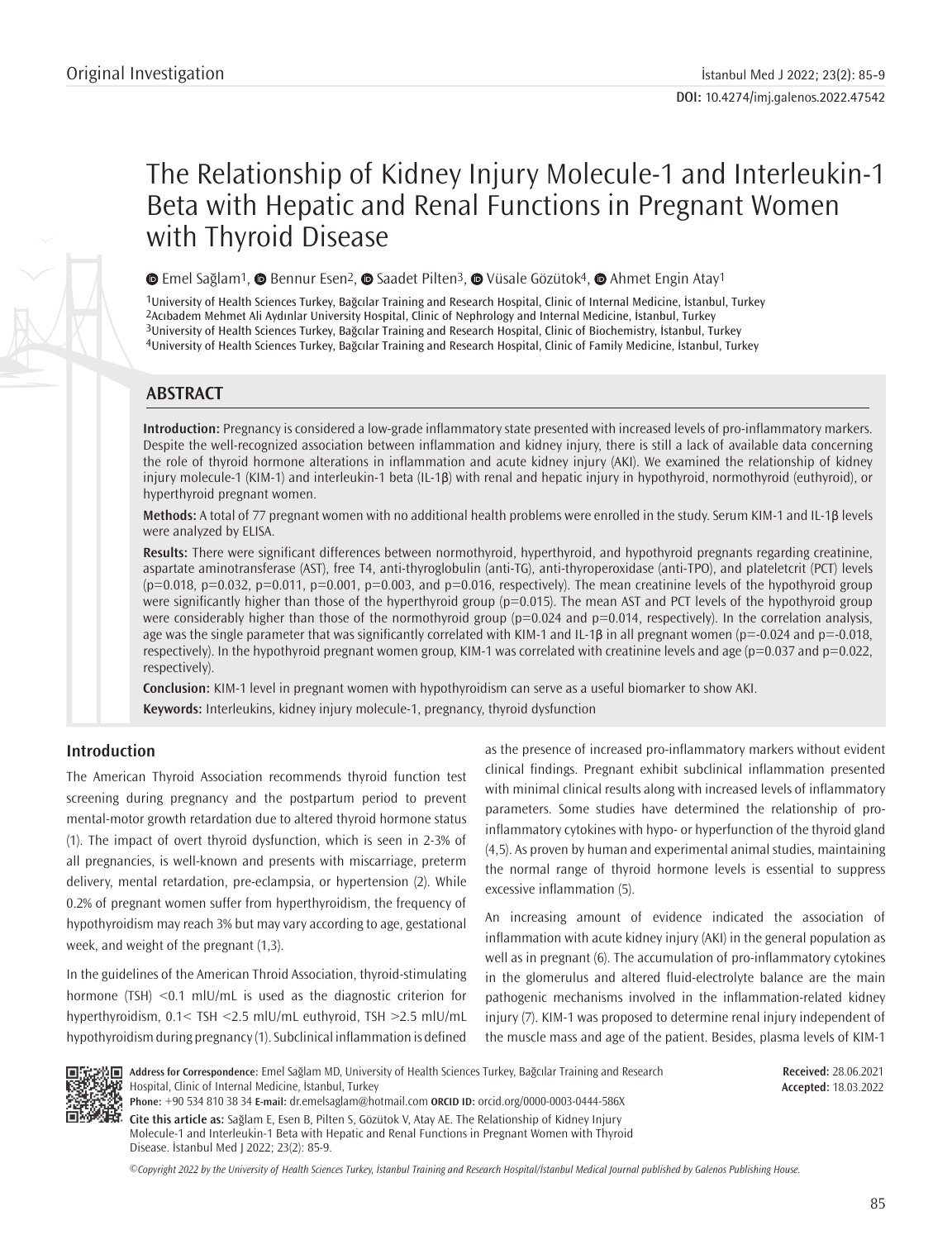Original Investigation

DOI: 10.4274/imj.galenos.2022.47542

# The Relationship of Kidney Injury Molecule-1 and Interleukin-1 Beta with Hepatic and Renal Functions in Pregnant Women with Thyroid Disease

Emel Sağlam[1], Bennur Esen[2], Saadet Pilten[3], Vüsale Gözütok[4], Ahmet Engin Atay[1]

[1]University of Health Sciences Turkey, Bağcılar Training and Research Hospital, Clinic of Internal Medicine, İstanbul, Turkey
[2]Acıbadem Mehmet Ali Aydınlar University Hospital, Clinic of Nephrology and Internal Medicine, İstanbul, Turkey
[3]University of Health Sciences Turkey, Bağcılar Training and Research Hospital, Clinic of Biochemistry, İstanbul, Turkey
[4]University of Health Sciences Turkey, Bağcılar Training and Research Hospital, Clinic of Family Medicine, İstanbul, Turkey

## ABSTRACT

**Introduction:** Pregnancy is considered a low-grade inflammatory state presented with increased levels of pro-inflammatory markers. Despite the well-recognized association between inflammation and kidney injury, there is still a lack of available data concerning the role of thyroid hormone alterations in inflammation and acute kidney injury (AKI). We examined the relationship of kidney injury molecule-1 (KIM-1) and interleukin-1 beta (IL-1β) with renal and hepatic injury in hypothyroid, normothyroid (euthyroid), or hyperthyroid pregnant women.

**Methods:** A total of 77 pregnant women with no additional health problems were enrolled in the study. Serum KIM-1 and IL-1β levels were analyzed by ELISA.

**Results:** There were significant differences between normothyroid, hyperthyroid, and hypothyroid pregnants regarding creatinine, aspartate aminotransferase (AST), free T4, anti-thyroglobulin (anti-TG), anti-thyroperoxidase (anti-TPO), and plateletcrit (PCT) levels ($p=0.018$, $p=0.032$, $p=0.011$, $p=0.001$, $p=0.003$, and $p=0.016$, respectively). The mean creatinine levels of the hypothyroid group were significantly higher than those of the hyperthyroid group ($p=0.015$). The mean AST and PCT levels of the hypothyroid group were considerably higher than those of the normothyroid group ($p=0.024$ and $p=0.014$, respectively). In the correlation analysis, age was the single parameter that was significantly correlated with KIM-1 and IL-1β in all pregnant women ($p=-0.024$ and $p=-0.018$, respectively). In the hypothyroid pregnant women group, KIM-1 was correlated with creatinine levels and age ($p=0.037$ and $p=0.022$, respectively).

**Conclusion:** KIM-1 level in pregnant women with hypothyroidism can serve as a useful biomarker to show AKI.

**Keywords:** Interleukins, kidney injury molecule-1, pregnancy, thyroid dysfunction

## Introduction

The American Thyroid Association recommends thyroid function test screening during pregnancy and the postpartum period to prevent mental-motor growth retardation due to altered thyroid hormone status (1). The impact of overt thyroid dysfunction, which is seen in 2-3% of all pregnancies, is well-known and presents with miscarriage, preterm delivery, mental retardation, pre-eclampsia, or hypertension (2). While 0.2% of pregnant women suffer from hyperthyroidism, the frequency of hypothyroidism may reach 3% but may vary according to age, gestational week, and weight of the pregnant (1,3).

In the guidelines of the American Throid Association, thyroid-stimulating hormone (TSH) <0.1 mIU/mL is used as the diagnostic criterion for hyperthyroidism, 0.1< TSH <2.5 mIU/mL euthyroid, TSH >2.5 mIU/mL hypothyroidism during pregnancy (1). Subclinical inflammation is defined as the presence of increased pro-inflammatory markers without evident clinical findings. Pregnant exhibit subclinical inflammation presented with minimal clinical results along with increased levels of inflammatory parameters. Some studies have determined the relationship of pro-inflammatory cytokines with hypo- or hyperfunction of the thyroid gland (4,5). As proven by human and experimental animal studies, maintaining the normal range of thyroid hormone levels is essential to suppress excessive inflammation (5).

An increasing amount of evidence indicated the association of inflammation with acute kidney injury (AKI) in the general population as well as in pregnant (6). The accumulation of pro-inflammatory cytokines in the glomerulus and altered fluid-electrolyte balance are the main pathogenic mechanisms involved in the inflammation-related kidney injury (7). KIM-1 was proposed to determine renal injury independent of the muscle mass and age of the patient. Besides, plasma levels of KIM-1

**Address for Correspondence:** Emel Sağlam MD, University of Health Sciences Turkey, Bağcılar Training and Research Hospital, Clinic of Internal Medicine, İstanbul, Turkey
**Phone:** +90 534 810 38 34 **E-mail:** dr.emelsaglam@hotmail.com **ORCID ID:** orcid.org/0000-0003-0444-586X

**Received:** 28.06.2021
**Accepted:** 18.03.2022

**Cite this article as:** Sağlam E, Esen B, Pilten S, Gözütok V, Atay AE. The Relationship of Kidney Injury Molecule-1 and Interleukin-1 Beta with Hepatic and Renal Functions in Pregnant Women with Thyroid Disease. İstanbul Med J 2022; 23(2): 85-9.

*©Copyright 2022 by the University of Health Sciences Turkey, İstanbul Training and Research Hospital/İstanbul Medical Journal published by Galenos Publishing House.*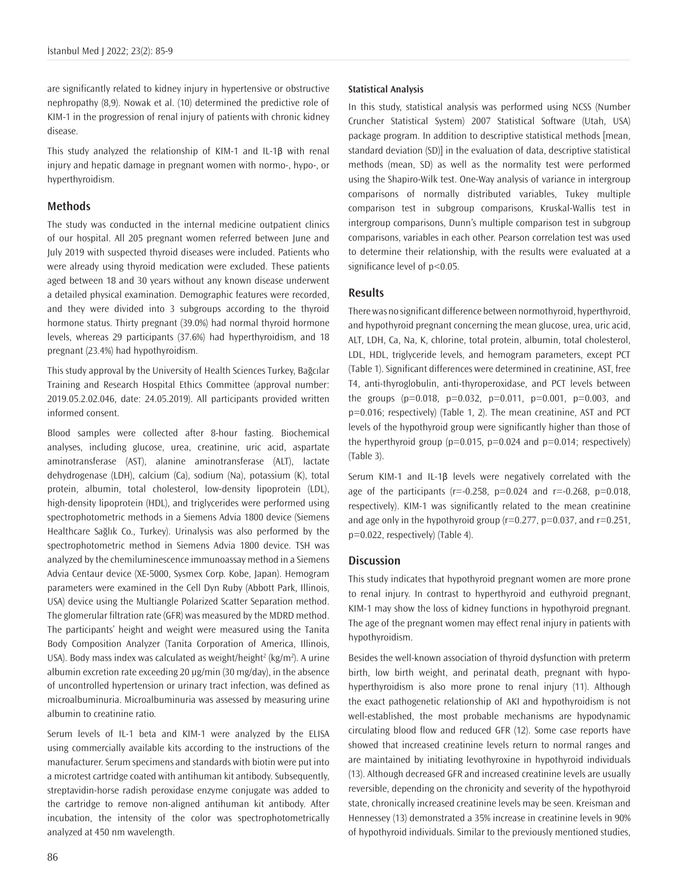are significantly related to kidney injury in hypertensive or obstructive nephropathy (8,9). Nowak et al. (10) determined the predictive role of KIM-1 in the progression of renal injury of patients with chronic kidney disease.

This study analyzed the relationship of KIM-1 and IL-1β with renal injury and hepatic damage in pregnant women with normo-, hypo-, or hyperthyroidism.

## Methods

The study was conducted in the internal medicine outpatient clinics of our hospital. All 205 pregnant women referred between June and July 2019 with suspected thyroid diseases were included. Patients who were already using thyroid medication were excluded. These patients aged between 18 and 30 years without any known disease underwent a detailed physical examination. Demographic features were recorded, and they were divided into 3 subgroups according to the thyroid hormone status. Thirty pregnant (39.0%) had normal thyroid hormone levels, whereas 29 participants (37.6%) had hyperthyroidism, and 18 pregnant (23.4%) had hypothyroidism.

This study approval by the University of Health Sciences Turkey, Bağcılar Training and Research Hospital Ethics Committee (approval number: 2019.05.2.02.046, date: 24.05.2019). All participants provided written informed consent.

Blood samples were collected after 8-hour fasting. Biochemical analyses, including glucose, urea, creatinine, uric acid, aspartate aminotransferase (AST), alanine aminotransferase (ALT), lactate dehydrogenase (LDH), calcium (Ca), sodium (Na), potassium (K), total protein, albumin, total cholesterol, low-density lipoprotein (LDL), high-density lipoprotein (HDL), and triglycerides were performed using spectrophotometric methods in a Siemens Advia 1800 device (Siemens Healthcare Sağlık Co., Turkey). Urinalysis was also performed by the spectrophotometric method in Siemens Advia 1800 device. TSH was analyzed by the chemiluminescence immunoassay method in a Siemens Advia Centaur device (XE-5000, Sysmex Corp. Kobe, Japan). Hemogram parameters were examined in the Cell Dyn Ruby (Abbott Park, Illinois, USA) device using the Multiangle Polarized Scatter Separation method. The glomerular filtration rate (GFR) was measured by the MDRD method. The participants' height and weight were measured using the Tanita Body Composition Analyzer (Tanita Corporation of America, Illinois, USA). Body mass index was calculated as weight/height$^2$ (kg/m$^2$). A urine albumin excretion rate exceeding 20 µg/min (30 mg/day), in the absence of uncontrolled hypertension or urinary tract infection, was defined as microalbuminuria. Microalbuminuria was assessed by measuring urine albumin to creatinine ratio.

Serum levels of IL-1 beta and KIM-1 were analyzed by the ELISA using commercially available kits according to the instructions of the manufacturer. Serum specimens and standards with biotin were put into a microtest cartridge coated with antihuman kit antibody. Subsequently, streptavidin-horse radish peroxidase enzyme conjugate was added to the cartridge to remove non-aligned antihuman kit antibody. After incubation, the intensity of the color was spectrophotometrically analyzed at 450 nm wavelength.

### Statistical Analysis

In this study, statistical analysis was performed using NCSS (Number Cruncher Statistical System) 2007 Statistical Software (Utah, USA) package program. In addition to descriptive statistical methods [mean, standard deviation (SD)] in the evaluation of data, descriptive statistical methods (mean, SD) as well as the normality test were performed using the Shapiro-Wilk test. One-Way analysis of variance in intergroup comparisons of normally distributed variables, Tukey multiple comparison test in subgroup comparisons, Kruskal-Wallis test in intergroup comparisons, Dunn's multiple comparison test in subgroup comparisons, variables in each other. Pearson correlation test was used to determine their relationship, with the results were evaluated at a significance level of $p<0.05$.

## Results

There was no significant difference between normothyroid, hyperthyroid, and hypothyroid pregnant concerning the mean glucose, urea, uric acid, ALT, LDH, Ca, Na, K, chlorine, total protein, albumin, total cholesterol, LDL, HDL, triglyceride levels, and hemogram parameters, except PCT (Table 1). Significant differences were determined in creatinine, AST, free T4, anti-thyroglobulin, anti-thyroperoxidase, and PCT levels between the groups ($p=0.018$, $p=0.032$, $p=0.011$, $p=0.001$, $p=0.003$, and $p=0.016$; respectively) (Table 1, 2). The mean creatinine, AST and PCT levels of the hypothyroid group were significantly higher than those of the hyperthyroid group ($p=0.015$, $p=0.024$ and $p=0.014$; respectively) (Table 3).

Serum KIM-1 and IL-1β levels were negatively correlated with the age of the participants ($r=-0.258$, $p=0.024$ and $r=-0.268$, $p=0.018$, respectively). KIM-1 was significantly related to the mean creatinine and age only in the hypothyroid group ($r=0.277$, $p=0.037$, and $r=0.251$, $p=0.022$, respectively) (Table 4).

## Discussion

This study indicates that hypothyroid pregnant women are more prone to renal injury. In contrast to hyperthyroid and euthyroid pregnant, KIM-1 may show the loss of kidney functions in hypothyroid pregnant. The age of the pregnant women may effect renal injury in patients with hypothyroidism.

Besides the well-known association of thyroid dysfunction with preterm birth, low birth weight, and perinatal death, pregnant with hypo-hyperthyroidism is also more prone to renal injury (11). Although the exact pathogenetic relationship of AKI and hypothyroidism is not well-established, the most probable mechanisms are hypodynamic circulating blood flow and reduced GFR (12). Some case reports have showed that increased creatinine levels return to normal ranges and are maintained by initiating levothyroxine in hypothyroid individuals (13). Although decreased GFR and increased creatinine levels are usually reversible, depending on the chronicity and severity of the hypothyroid state, chronically increased creatinine levels may be seen. Kreisman and Hennessey (13) demonstrated a 35% increase in creatinine levels in 90% of hypothyroid individuals. Similar to the previously mentioned studies,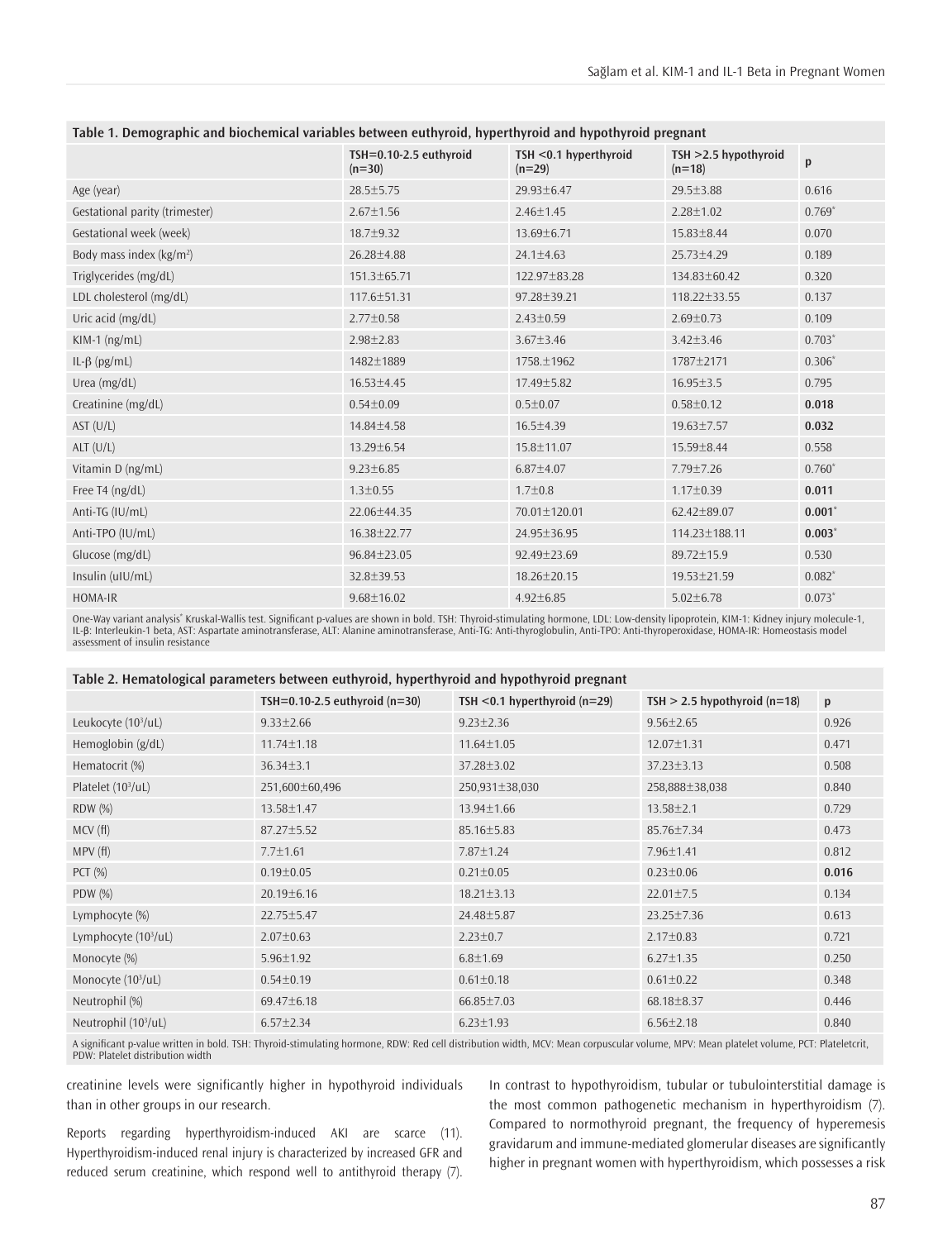**Table 1. Demographic and biochemical variables between euthyroid, hyperthyroid and hypothyroid pregnant**

| | TSH=0.10-2.5 euthyroid (n=30) | TSH <0.1 hyperthyroid (n=29) | TSH >2.5 hypothyroid (n=18) | p |
|---|---|---|---|---|
| Age (year) | 28.5±5.75 | 29.93±6.47 | 29.5±3.88 | 0.616 |
| Gestational parity (trimester) | 2.67±1.56 | 2.46±1.45 | 2.28±1.02 | 0.769* |
| Gestational week (week) | 18.7±9.32 | 13.69±6.71 | 15.83±8.44 | 0.070 |
| Body mass index (kg/m$^2$) | 26.28±4.88 | 24.1±4.63 | 25.73±4.29 | 0.189 |
| Triglycerides (mg/dL) | 151.3±65.71 | 122.97±83.28 | 134.83±60.42 | 0.320 |
| LDL cholesterol (mg/dL) | 117.6±51.31 | 97.28±39.21 | 118.22±33.55 | 0.137 |
| Uric acid (mg/dL) | 2.77±0.58 | 2.43±0.59 | 2.69±0.73 | 0.109 |
| KIM-1 (ng/mL) | 2.98±2.83 | 3.67±3.46 | 3.42±3.46 | 0.703* |
| IL-β (pg/mL) | 1482±1889 | 1758.±1962 | 1787±2171 | 0.306* |
| Urea (mg/dL) | 16.53±4.45 | 17.49±5.82 | 16.95±3.5 | 0.795 |
| Creatinine (mg/dL) | 0.54±0.09 | 0.5±0.07 | 0.58±0.12 | **0.018** |
| AST (U/L) | 14.84±4.58 | 16.5±4.39 | 19.63±7.57 | **0.032** |
| ALT (U/L) | 13.29±6.54 | 15.8±11.07 | 15.59±8.44 | 0.558 |
| Vitamin D (ng/mL) | 9.23±6.85 | 6.87±4.07 | 7.79±7.26 | 0.760* |
| Free T4 (ng/dL) | 1.3±0.55 | 1.7±0.8 | 1.17±0.39 | **0.011** |
| Anti-TG (IU/mL) | 22.06±44.35 | 70.01±120.01 | 62.42±89.07 | **0.001*** |
| Anti-TPO (IU/mL) | 16.38±22.77 | 24.95±36.95 | 114.23±188.11 | **0.003*** |
| Glucose (mg/dL) | 96.84±23.05 | 92.49±23.69 | 89.72±15.9 | 0.530 |
| Insulin (uIU/mL) | 32.8±39.53 | 18.26±20.15 | 19.53±21.59 | 0.082* |
| HOMA-IR | 9.68±16.02 | 4.92±6.85 | 5.02±6.78 | 0.073* |

One-Way variant analysis* Kruskal-Wallis test. Significant p-values are shown in bold. TSH: Thyroid-stimulating hormone, LDL: Low-density lipoprotein, KIM-1: Kidney injury molecule-1, IL-β: Interleukin-1 beta, AST: Aspartate aminotransferase, ALT: Alanine aminotransferase, Anti-TG: Anti-thyroglobulin, Anti-TPO: Anti-thyroperoxidase, HOMA-IR: Homeostasis model assessment of insulin resistance

**Table 2. Hematological parameters between euthyroid, hyperthyroid and hypothyroid pregnant**

| | TSH=0.10-2.5 euthyroid (n=30) | TSH <0.1 hyperthyroid (n=29) | TSH > 2.5 hypothyroid (n=18) | p |
|---|---|---|---|---|
| Leukocyte (10$^3$/uL) | 9.33±2.66 | 9.23±2.36 | 9.56±2.65 | 0.926 |
| Hemoglobin (g/dL) | 11.74±1.18 | 11.64±1.05 | 12.07±1.31 | 0.471 |
| Hematocrit (%) | 36.34±3.1 | 37.28±3.02 | 37.23±3.13 | 0.508 |
| Platelet (10$^3$/uL) | 251,600±60,496 | 250,931±38,030 | 258,888±38,038 | 0.840 |
| RDW (%) | 13.58±1.47 | 13.94±1.66 | 13.58±2.1 | 0.729 |
| MCV (fl) | 87.27±5.52 | 85.16±5.83 | 85.76±7.34 | 0.473 |
| MPV (fl) | 7.7±1.61 | 7.87±1.24 | 7.96±1.41 | 0.812 |
| PCT (%) | 0.19±0.05 | 0.21±0.05 | 0.23±0.06 | **0.016** |
| PDW (%) | 20.19±6.16 | 18.21±3.13 | 22.01±7.5 | 0.134 |
| Lymphocyte (%) | 22.75±5.47 | 24.48±5.87 | 23.25±7.36 | 0.613 |
| Lymphocyte (10$^3$/uL) | 2.07±0.63 | 2.23±0.7 | 2.17±0.83 | 0.721 |
| Monocyte (%) | 5.96±1.92 | 6.8±1.69 | 6.27±1.35 | 0.250 |
| Monocyte (10$^3$/uL) | 0.54±0.19 | 0.61±0.18 | 0.61±0.22 | 0.348 |
| Neutrophil (%) | 69.47±6.18 | 66.85±7.03 | 68.18±8.37 | 0.446 |
| Neutrophil (10$^3$/uL) | 6.57±2.34 | 6.23±1.93 | 6.56±2.18 | 0.840 |

A significant p-value written in bold. TSH: Thyroid-stimulating hormone, RDW: Red cell distribution width, MCV: Mean corpuscular volume, MPV: Mean platelet volume, PCT: Plateletcrit, PDW: Platelet distribution width

creatinine levels were significantly higher in hypothyroid individuals than in other groups in our research.

Reports regarding hyperthyroidism-induced AKI are scarce (11). Hyperthyroidism-induced renal injury is characterized by increased GFR and reduced serum creatinine, which respond well to antithyroid therapy (7).

In contrast to hypothyroidism, tubular or tubulointerstitial damage is the most common pathogenetic mechanism in hyperthyroidism (7). Compared to normothyroid pregnant, the frequency of hyperemesis gravidarum and immune-mediated glomerular diseases are significantly higher in pregnant women with hyperthyroidism, which possesses a risk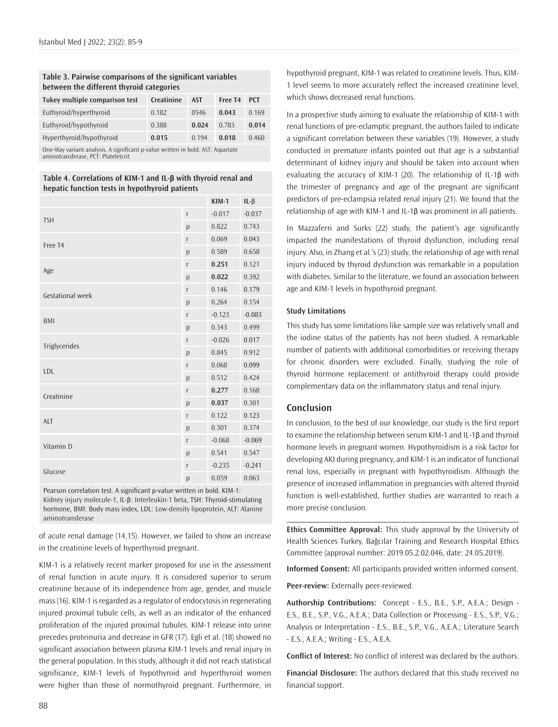**Table 3. Pairwise comparisons of the significant variables between the different thyroid categories**

| Tukey multiple comparison test | Creatinine | AST | Free T4 | PCT |
|---|---|---|---|---|
| Euthyroid/hyperthyroid | 0.182 | 0546 | **0.043** | 0.169 |
| Euthyroid/hypothyroid | 0.388 | **0.024** | 0.783 | **0.014** |
| Hyperthyroid/hypothyroid | **0.015** | 0.194 | **0.018** | 0.460 |

One-Way variant analysis. A significant p-value written in bold. AST: Aspartate aminotransferase, PCT: Plateletcrit

**Table 4. Correlations of KIM-1 and IL-β with thyroid renal and hepatic function tests in hypothyroid patients**

| | | KIM-1 | IL-β |
|---|---|---|---|
| TSH | r | -0.017 | -0.037 |
| | p | 0.822 | 0.743 |
| Free T4 | r | 0.069 | 0.043 |
| | p | 0.589 | 0.658 |
| Age | r | **0.251** | 0.121 |
| | p | **0.022** | 0.392 |
| Gestational week | r | 0.146 | 0.179 |
| | p | 0.264 | 0.154 |
| BMI | r | -0.123 | -0.083 |
| | p | 0.343 | 0.499 |
| Triglycerides | r | -0.026 | 0.017 |
| | p | 0.845 | 0.912 |
| LDL | r | 0.068 | 0.099 |
| | p | 0.512 | 0.424 |
| Creatinine | r | **0.277** | 0.168 |
| | p | **0.037** | 0.301 |
| ALT | r | 0.122 | 0.123 |
| | p | 0.301 | 0.374 |
| Vitamin D | r | -0.068 | -0.069 |
| | p | 0.541 | 0.547 |
| Glucose | r | -0.235 | -0.241 |
| | p | 0.059 | 0.063 |

Pearson correlation test. A significant p-value written in bold. KIM-1: Kidney injury molecule-1, IL-β: Interleukin-1 beta, TSH: Thyroid-stimulating hormone, BMI: Body mass index, LDL: Low-density lipoprotein, ALT: Alanine aminotransferase

of acute renal damage (14,15). However, we failed to show an increase in the creatinine levels of hyperthyroid pregnant.

KIM-1 is a relatively recent marker proposed for use in the assessment of renal function in acute injury. It is considered superior to serum creatinine because of its independence from age, gender, and muscle mass (16). KIM-1 is regarded as a regulator of endocytosis in regenerating injured proximal tubule cells, as well as an indicator of the enhanced proliferation of the injured proximal tubules. KIM-1 release into urine precedes proteinuria and decrease in GFR (17). Egli et al. (18) showed no significant association between plasma KIM-1 levels and renal injury in the general population. In this study, although it did not reach statistical significance, KIM-1 levels of hypothyroid and hyperthyroid women were higher than those of normothyroid pregnant. Furthermore, in hypothyroid pregnant, KIM-1 was related to creatinine levels. Thus, KIM-1 level seems to more accurately reflect the increased creatinine level, which shows decreased renal functions.

In a prospective study aiming to evaluate the relationship of KIM-1 with renal functions of pre-eclamptic pregnant, the authors failed to indicate a significant correlation between these variables (19). However, a study conducted in premature infants pointed out that age is a substantial determinant of kidney injury and should be taken into account when evaluating the accuracy of KIM-1 (20). The relationship of IL-1β with the trimester of pregnancy and age of the pregnant are significant predictors of pre-eclampsia related renal injury (21). We found that the relationship of age with KIM-1 and IL-1β was prominent in all patients.

In Mazzaferri and Surks (22) study, the patient's age significantly impacted the manifestations of thyroid dysfunction, including renal injury. Also, in Zhang et al.'s (23) study, the relationship of age with renal injury induced by thyroid dysfunction was remarkable in a population with diabetes. Similar to the literature, we found an association between age and KIM-1 levels in hypothyroid pregnant.

### Study Limitations

This study has some limitations like sample size was relatively small and the iodine status of the patients has not been studied. A remarkable number of patients with additional comorbidities or receiving therapy for chronic disorders were excluded. Finally, studying the role of thyroid hormone replacement or antithyroid therapy could provide complementary data on the inflammatory status and renal injury.

## Conclusion

In conclusion, to the best of our knowledge, our study is the first report to examine the relationship between serum KIM-1 and IL-1β and thyroid hormone levels in pregnant women. Hypothyroidism is a risk factor for developing AKI during pregnancy, and KIM-1 is an indicator of functional renal loss, especially in pregnant with hypothyroidism. Although the presence of increased inflammation in pregnancies with altered thyroid function is well-established, further studies are warranted to reach a more precise conclusion.

**Ethics Committee Approval:** This study approval by the University of Health Sciences Turkey, Bağcılar Training and Research Hospital Ethics Committee (approval number: 2019.05.2.02.046, date: 24.05.2019).

**Informed Consent:** All participants provided written informed consent.

**Peer-review:** Externally peer-reviewed.

**Authorship Contributions:** Concept - E.S., B.E., S.P., A.E.A.; Design - E.S., B.E., S.P., V.G., A.E.A.; Data Collection or Processing - E.S., S.P., V.G.; Analysis or Interpretation - E.S., B.E., S.P., V.G., A.E.A.; Literature Search - E.S., A.E.A.; Writing - E.S., A.E.A.

**Conflict of Interest:** No conflict of interest was declared by the authors.

**Financial Disclosure:** The authors declared that this study received no financial support.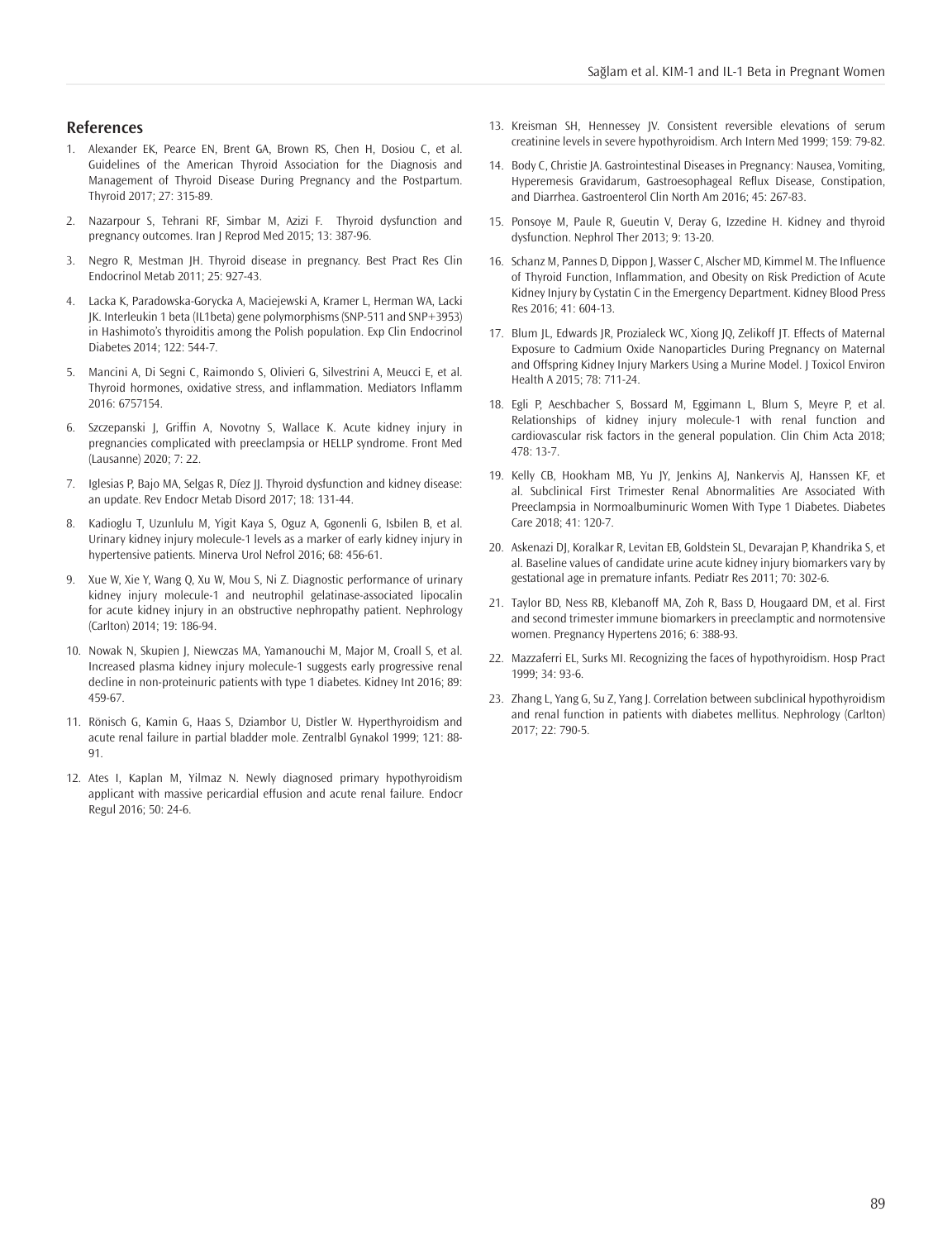## References

1. Alexander EK, Pearce EN, Brent GA, Brown RS, Chen H, Dosiou C, et al. Guidelines of the American Thyroid Association for the Diagnosis and Management of Thyroid Disease During Pregnancy and the Postpartum. Thyroid 2017; 27: 315-89.
2. Nazarpour S, Tehrani RF, Simbar M, Azizi F. Thyroid dysfunction and pregnancy outcomes. Iran J Reprod Med 2015; 13: 387-96.
3. Negro R, Mestman JH. Thyroid disease in pregnancy. Best Pract Res Clin Endocrinol Metab 2011; 25: 927-43.
4. Lacka K, Paradowska-Gorycka A, Maciejewski A, Kramer L, Herman WA, Lacki JK. Interleukin 1 beta (IL1beta) gene polymorphisms (SNP-511 and SNP+3953) in Hashimoto's thyroiditis among the Polish population. Exp Clin Endocrinol Diabetes 2014; 122: 544-7.
5. Mancini A, Di Segni C, Raimondo S, Olivieri G, Silvestrini A, Meucci E, et al. Thyroid hormones, oxidative stress, and inflammation. Mediators Inflamm 2016: 6757154.
6. Szczepanski J, Griffin A, Novotny S, Wallace K. Acute kidney injury in pregnancies complicated with preeclampsia or HELLP syndrome. Front Med (Lausanne) 2020; 7: 22.
7. Iglesias P, Bajo MA, Selgas R, Díez JJ. Thyroid dysfunction and kidney disease: an update. Rev Endocr Metab Disord 2017; 18: 131-44.
8. Kadioglu T, Uzunlulu M, Yigit Kaya S, Oguz A, Ggonenli G, Isbilen B, et al. Urinary kidney injury molecule-1 levels as a marker of early kidney injury in hypertensive patients. Minerva Urol Nefrol 2016; 68: 456-61.
9. Xue W, Xie Y, Wang Q, Xu W, Mou S, Ni Z. Diagnostic performance of urinary kidney injury molecule-1 and neutrophil gelatinase-associated lipocalin for acute kidney injury in an obstructive nephropathy patient. Nephrology (Carlton) 2014; 19: 186-94.
10. Nowak N, Skupien J, Niewczas MA, Yamanouchi M, Major M, Croall S, et al. Increased plasma kidney injury molecule-1 suggests early progressive renal decline in non-proteinuric patients with type 1 diabetes. Kidney Int 2016; 89: 459-67.
11. Rönisch G, Kamin G, Haas S, Dziambor U, Distler W. Hyperthyroidism and acute renal failure in partial bladder mole. Zentralbl Gynakol 1999; 121: 88-91.
12. Ates I, Kaplan M, Yilmaz N. Newly diagnosed primary hypothyroidism applicant with massive pericardial effusion and acute renal failure. Endocr Regul 2016; 50: 24-6.
13. Kreisman SH, Hennessey JV. Consistent reversible elevations of serum creatinine levels in severe hypothyroidism. Arch Intern Med 1999; 159: 79-82.
14. Body C, Christie JA. Gastrointestinal Diseases in Pregnancy: Nausea, Vomiting, Hyperemesis Gravidarum, Gastroesophageal Reflux Disease, Constipation, and Diarrhea. Gastroenterol Clin North Am 2016; 45: 267-83.
15. Ponsoye M, Paule R, Gueutin V, Deray G, Izzedine H. Kidney and thyroid dysfunction. Nephrol Ther 2013; 9: 13-20.
16. Schanz M, Pannes D, Dippon J, Wasser C, Alscher MD, Kimmel M. The Influence of Thyroid Function, Inflammation, and Obesity on Risk Prediction of Acute Kidney Injury by Cystatin C in the Emergency Department. Kidney Blood Press Res 2016; 41: 604-13.
17. Blum JL, Edwards JR, Prozialeck WC, Xiong JQ, Zelikoff JT. Effects of Maternal Exposure to Cadmium Oxide Nanoparticles During Pregnancy on Maternal and Offspring Kidney Injury Markers Using a Murine Model. J Toxicol Environ Health A 2015; 78: 711-24.
18. Egli P, Aeschbacher S, Bossard M, Eggimann L, Blum S, Meyre P, et al. Relationships of kidney injury molecule-1 with renal function and cardiovascular risk factors in the general population. Clin Chim Acta 2018; 478: 13-7.
19. Kelly CB, Hookham MB, Yu JY, Jenkins AJ, Nankervis AJ, Hanssen KF, et al. Subclinical First Trimester Renal Abnormalities Are Associated With Preeclampsia in Normoalbuminuric Women With Type 1 Diabetes. Diabetes Care 2018; 41: 120-7.
20. Askenazi DJ, Koralkar R, Levitan EB, Goldstein SL, Devarajan P, Khandrika S, et al. Baseline values of candidate urine acute kidney injury biomarkers vary by gestational age in premature infants. Pediatr Res 2011; 70: 302-6.
21. Taylor BD, Ness RB, Klebanoff MA, Zoh R, Bass D, Hougaard DM, et al. First and second trimester immune biomarkers in preeclamptic and normotensive women. Pregnancy Hypertens 2016; 6: 388-93.
22. Mazzaferri EL, Surks MI. Recognizing the faces of hypothyroidism. Hosp Pract 1999; 34: 93-6.
23. Zhang L, Yang G, Su Z, Yang J. Correlation between subclinical hypothyroidism and renal function in patients with diabetes mellitus. Nephrology (Carlton) 2017; 22: 790-5.